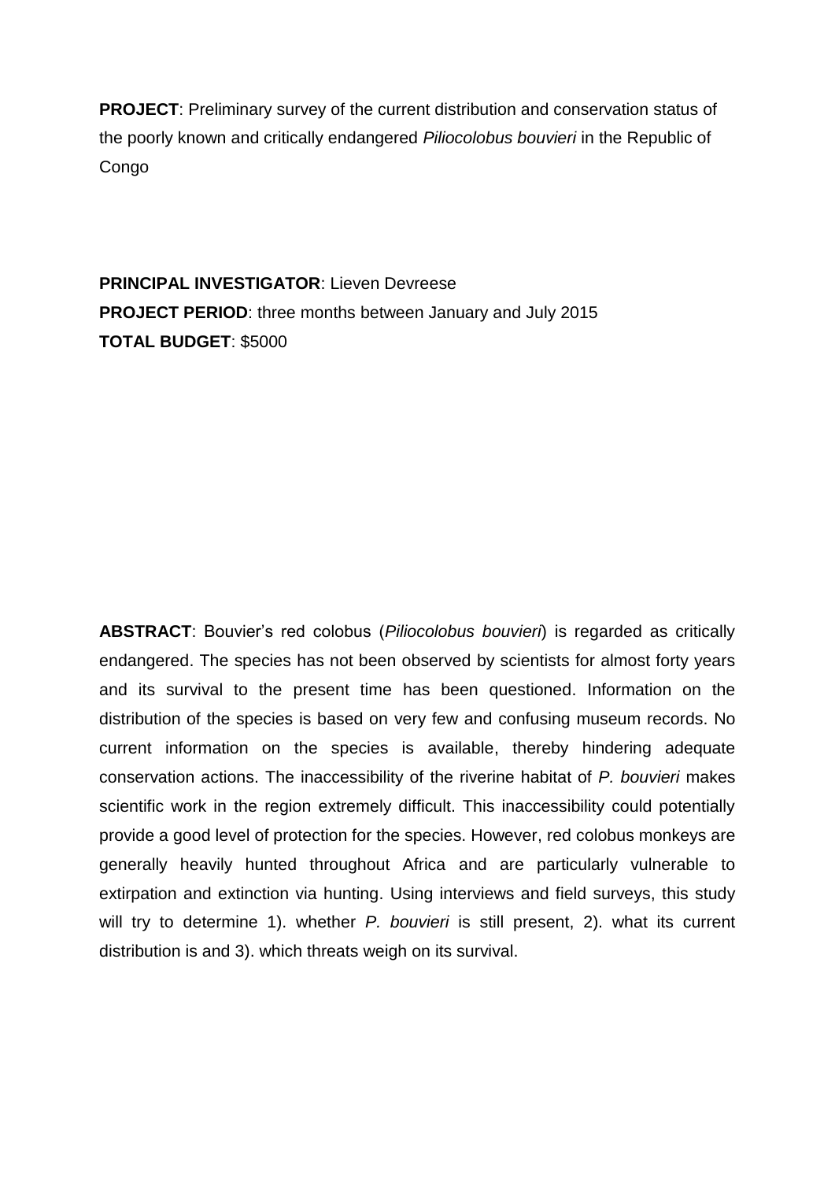**PROJECT**: Preliminary survey of the current distribution and conservation status of the poorly known and critically endangered *Piliocolobus bouvieri* in the Republic of Congo

**PRINCIPAL INVESTIGATOR**: Lieven Devreese
**PROJECT PERIOD**: three months between January and July 2015
**TOTAL BUDGET**: $5000

**ABSTRACT**: Bouvier's red colobus (*Piliocolobus bouvieri*) is regarded as critically endangered. The species has not been observed by scientists for almost forty years and its survival to the present time has been questioned. Information on the distribution of the species is based on very few and confusing museum records. No current information on the species is available, thereby hindering adequate conservation actions. The inaccessibility of the riverine habitat of *P. bouvieri* makes scientific work in the region extremely difficult. This inaccessibility could potentially provide a good level of protection for the species. However, red colobus monkeys are generally heavily hunted throughout Africa and are particularly vulnerable to extirpation and extinction via hunting. Using interviews and field surveys, this study will try to determine 1). whether *P. bouvieri* is still present, 2). what its current distribution is and 3). which threats weigh on its survival.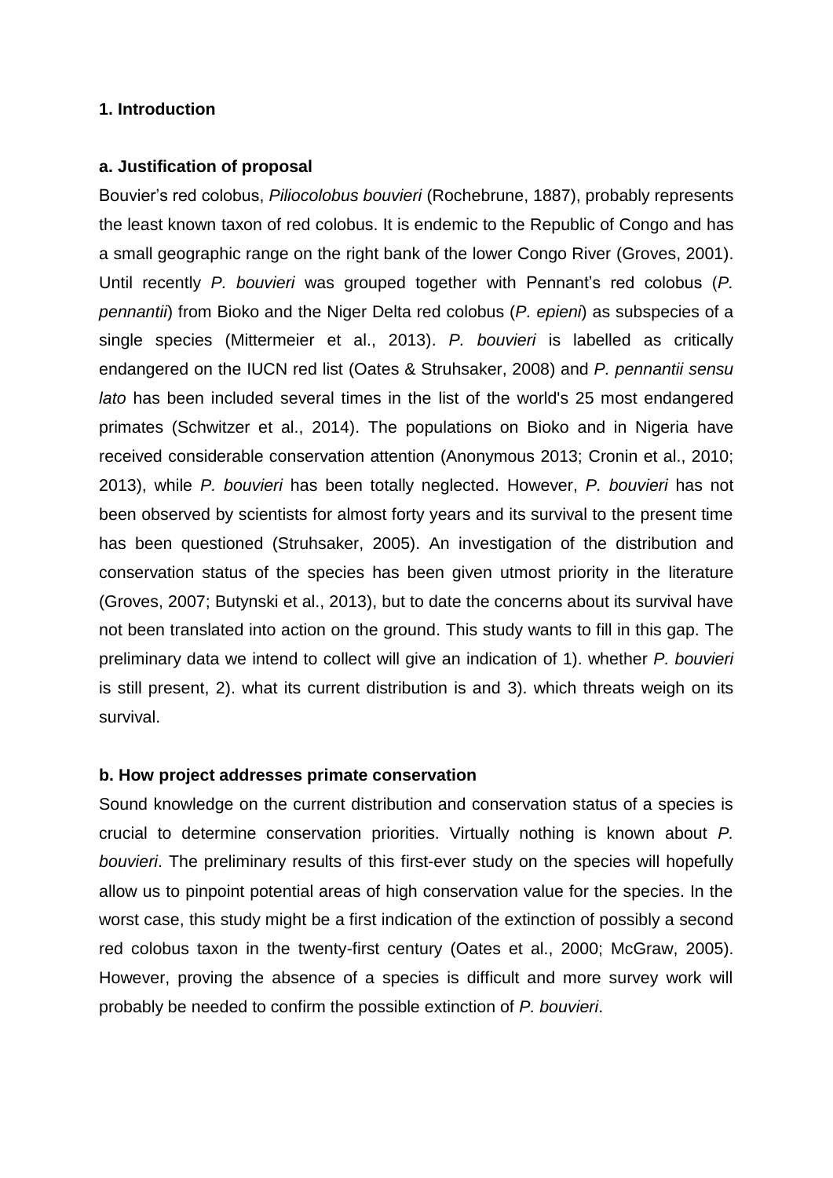## 1. Introduction

### a. Justification of proposal

Bouvier's red colobus, *Piliocolobus bouvieri* (Rochebrune, 1887), probably represents the least known taxon of red colobus. It is endemic to the Republic of Congo and has a small geographic range on the right bank of the lower Congo River (Groves, 2001). Until recently *P. bouvieri* was grouped together with Pennant's red colobus (*P. pennantii*) from Bioko and the Niger Delta red colobus (*P. epieni*) as subspecies of a single species (Mittermeier et al., 2013). *P. bouvieri* is labelled as critically endangered on the IUCN red list (Oates & Struhsaker, 2008) and *P. pennantii sensu lato* has been included several times in the list of the world's 25 most endangered primates (Schwitzer et al., 2014). The populations on Bioko and in Nigeria have received considerable conservation attention (Anonymous 2013; Cronin et al., 2010; 2013), while *P. bouvieri* has been totally neglected. However, *P. bouvieri* has not been observed by scientists for almost forty years and its survival to the present time has been questioned (Struhsaker, 2005). An investigation of the distribution and conservation status of the species has been given utmost priority in the literature (Groves, 2007; Butynski et al., 2013), but to date the concerns about its survival have not been translated into action on the ground. This study wants to fill in this gap. The preliminary data we intend to collect will give an indication of 1). whether *P. bouvieri* is still present, 2). what its current distribution is and 3). which threats weigh on its survival.

### b. How project addresses primate conservation

Sound knowledge on the current distribution and conservation status of a species is crucial to determine conservation priorities. Virtually nothing is known about *P. bouvieri*. The preliminary results of this first-ever study on the species will hopefully allow us to pinpoint potential areas of high conservation value for the species. In the worst case, this study might be a first indication of the extinction of possibly a second red colobus taxon in the twenty-first century (Oates et al., 2000; McGraw, 2005). However, proving the absence of a species is difficult and more survey work will probably be needed to confirm the possible extinction of *P. bouvieri*.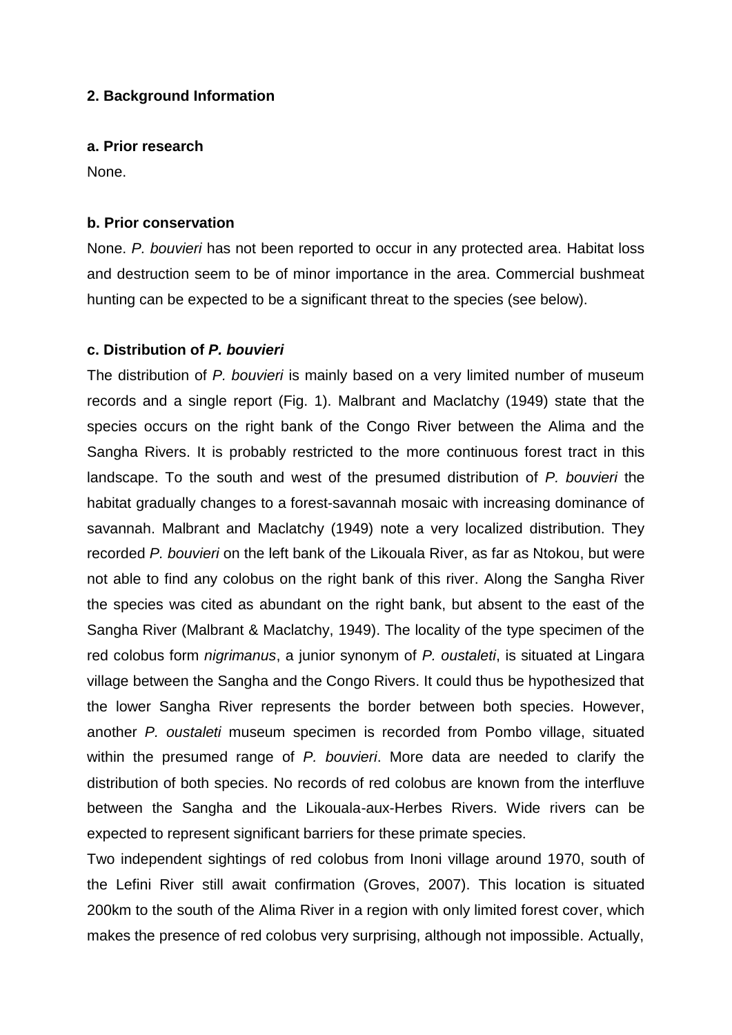## 2. Background Information

### a. Prior research

None.

### b. Prior conservation

None. *P. bouvieri* has not been reported to occur in any protected area. Habitat loss and destruction seem to be of minor importance in the area. Commercial bushmeat hunting can be expected to be a significant threat to the species (see below).

### c. Distribution of *P. bouvieri*

The distribution of *P. bouvieri* is mainly based on a very limited number of museum records and a single report (Fig. 1). Malbrant and Maclatchy (1949) state that the species occurs on the right bank of the Congo River between the Alima and the Sangha Rivers. It is probably restricted to the more continuous forest tract in this landscape. To the south and west of the presumed distribution of *P. bouvieri* the habitat gradually changes to a forest-savannah mosaic with increasing dominance of savannah. Malbrant and Maclatchy (1949) note a very localized distribution. They recorded *P. bouvieri* on the left bank of the Likouala River, as far as Ntokou, but were not able to find any colobus on the right bank of this river. Along the Sangha River the species was cited as abundant on the right bank, but absent to the east of the Sangha River (Malbrant & Maclatchy, 1949). The locality of the type specimen of the red colobus form *nigrimanus*, a junior synonym of *P. oustaleti*, is situated at Lingara village between the Sangha and the Congo Rivers. It could thus be hypothesized that the lower Sangha River represents the border between both species. However, another *P. oustaleti* museum specimen is recorded from Pombo village, situated within the presumed range of *P. bouvieri*. More data are needed to clarify the distribution of both species. No records of red colobus are known from the interfluve between the Sangha and the Likouala-aux-Herbes Rivers. Wide rivers can be expected to represent significant barriers for these primate species.

Two independent sightings of red colobus from Inoni village around 1970, south of the Lefini River still await confirmation (Groves, 2007). This location is situated 200km to the south of the Alima River in a region with only limited forest cover, which makes the presence of red colobus very surprising, although not impossible. Actually,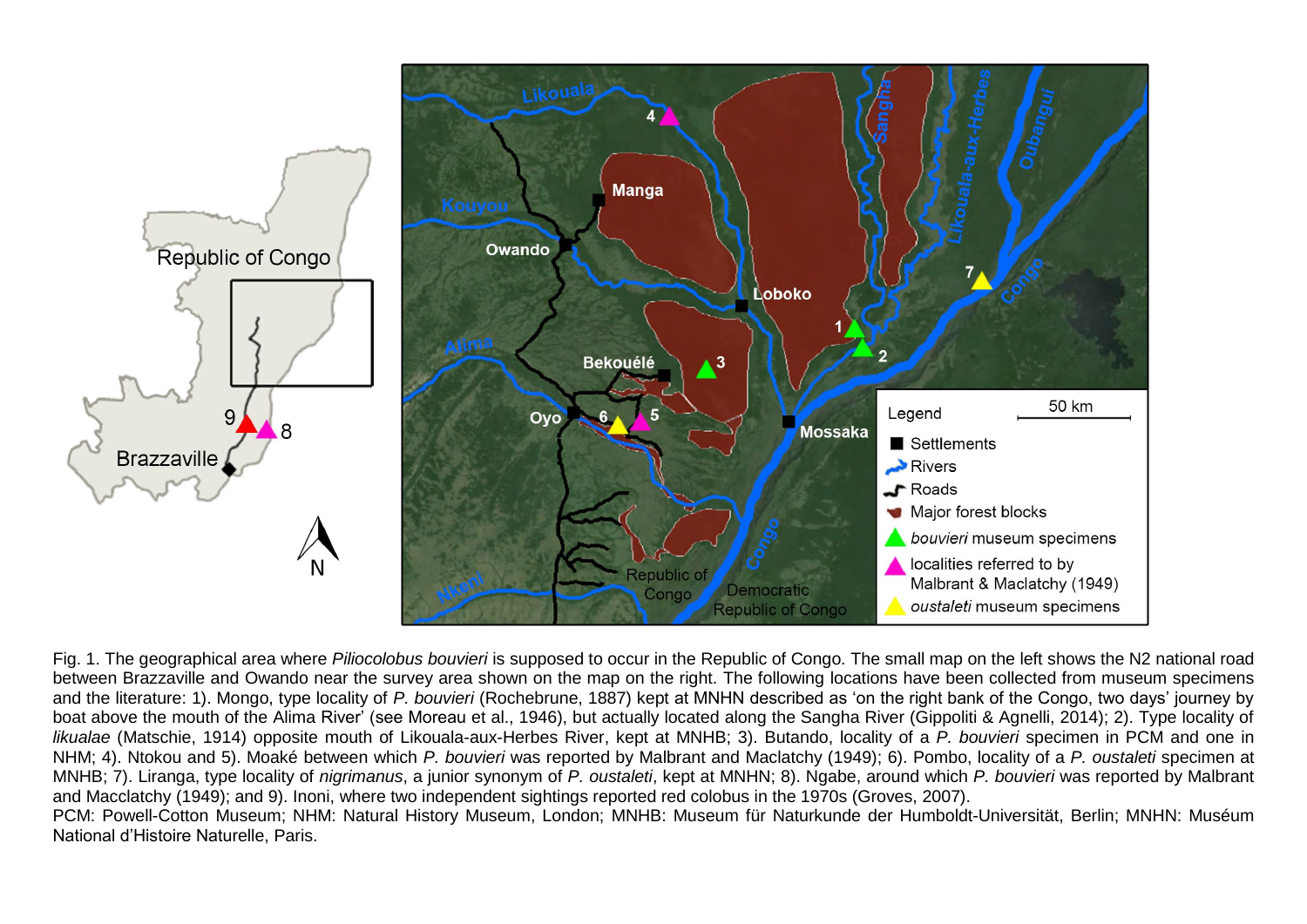Republic of Congo

9

8

Brazzaville

N

Likouala

4

Manga

Kouyou

Owando

Loboko

Sangha

Likouala-aux-Herbes

Oubangui

7

Congo

1

2

3

Alima

Bekouélé

Oyo

6

5

Mossaka

Legend

50 km

Settlements

Rivers

Roads

Major forest blocks

*bouvieri* museum specimens

localities referred to by Malbrant & Maclatchy (1949)

*oustaleti* museum specimens

Congo

Nkeni

Republic of Congo

Democratic Republic of Congo

Fig. 1. The geographical area where *Piliocolobus bouvieri* is supposed to occur in the Republic of Congo. The small map on the left shows the N2 national road between Brazzaville and Owando near the survey area shown on the map on the right. The following locations have been collected from museum specimens and the literature: 1). Mongo, type locality of *P. bouvieri* (Rochebrune, 1887) kept at MNHN described as 'on the right bank of the Congo, two days' journey by boat above the mouth of the Alima River' (see Moreau et al., 1946), but actually located along the Sangha River (Gippoliti & Agnelli, 2014); 2). Type locality of *likualae* (Matschie, 1914) opposite mouth of Likouala-aux-Herbes River, kept at MNHB; 3). Butando, locality of a *P. bouvieri* specimen in PCM and one in NHM; 4). Ntokou and 5). Moaké between which *P. bouvieri* was reported by Malbrant and Maclatchy (1949); 6). Pombo, locality of a *P. oustaleti* specimen at MNHB; 7). Liranga, type locality of *nigrimanus*, a junior synonym of *P. oustaleti*, kept at MNHN; 8). Ngabe, around which *P. bouvieri* was reported by Malbrant and Macclatchy (1949); and 9). Inoni, where two independent sightings reported red colobus in the 1970s (Groves, 2007).

PCM: Powell-Cotton Museum; NHM: Natural History Museum, London; MNHB: Museum für Naturkunde der Humboldt-Universität, Berlin; MNHN: Muséum National d'Histoire Naturelle, Paris.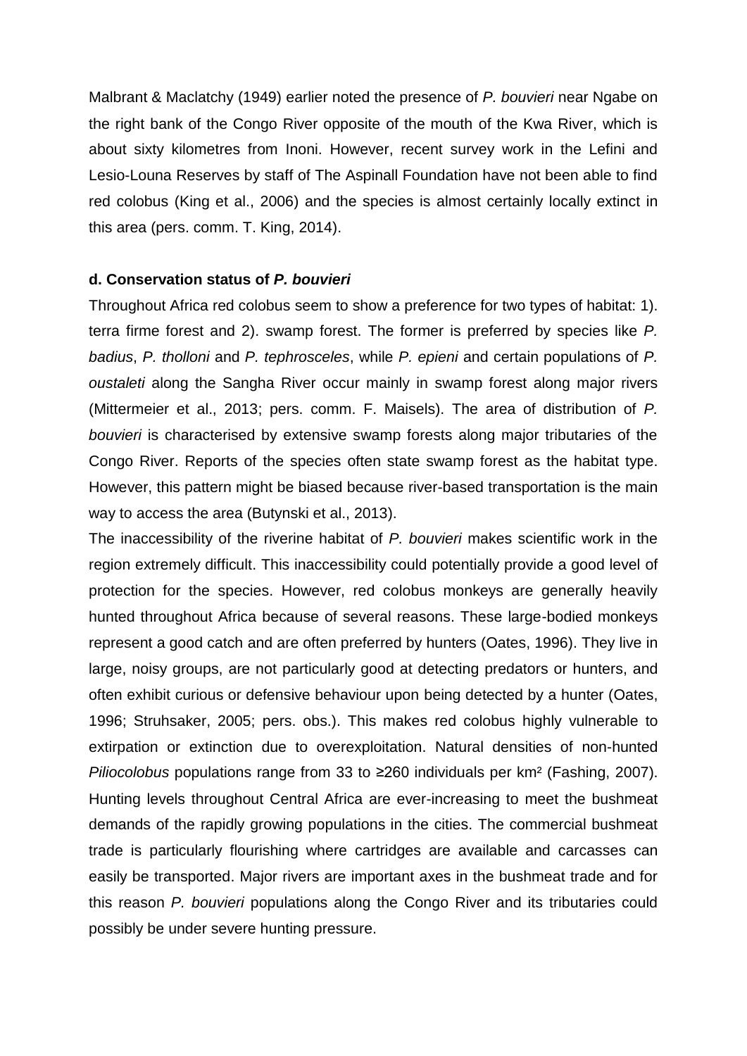Malbrant & Maclatchy (1949) earlier noted the presence of *P. bouvieri* near Ngabe on the right bank of the Congo River opposite of the mouth of the Kwa River, which is about sixty kilometres from Inoni. However, recent survey work in the Lefini and Lesio-Louna Reserves by staff of The Aspinall Foundation have not been able to find red colobus (King et al., 2006) and the species is almost certainly locally extinct in this area (pers. comm. T. King, 2014).

### d. Conservation status of *P. bouvieri*

Throughout Africa red colobus seem to show a preference for two types of habitat: 1). terra firme forest and 2). swamp forest. The former is preferred by species like *P. badius*, *P. tholloni* and *P. tephrosceles*, while *P. epieni* and certain populations of *P. oustaleti* along the Sangha River occur mainly in swamp forest along major rivers (Mittermeier et al., 2013; pers. comm. F. Maisels). The area of distribution of *P. bouvieri* is characterised by extensive swamp forests along major tributaries of the Congo River. Reports of the species often state swamp forest as the habitat type. However, this pattern might be biased because river-based transportation is the main way to access the area (Butynski et al., 2013).

The inaccessibility of the riverine habitat of *P. bouvieri* makes scientific work in the region extremely difficult. This inaccessibility could potentially provide a good level of protection for the species. However, red colobus monkeys are generally heavily hunted throughout Africa because of several reasons. These large-bodied monkeys represent a good catch and are often preferred by hunters (Oates, 1996). They live in large, noisy groups, are not particularly good at detecting predators or hunters, and often exhibit curious or defensive behaviour upon being detected by a hunter (Oates, 1996; Struhsaker, 2005; pers. obs.). This makes red colobus highly vulnerable to extirpation or extinction due to overexploitation. Natural densities of non-hunted *Piliocolobus* populations range from 33 to ≥260 individuals per km² (Fashing, 2007). Hunting levels throughout Central Africa are ever-increasing to meet the bushmeat demands of the rapidly growing populations in the cities. The commercial bushmeat trade is particularly flourishing where cartridges are available and carcasses can easily be transported. Major rivers are important axes in the bushmeat trade and for this reason *P. bouvieri* populations along the Congo River and its tributaries could possibly be under severe hunting pressure.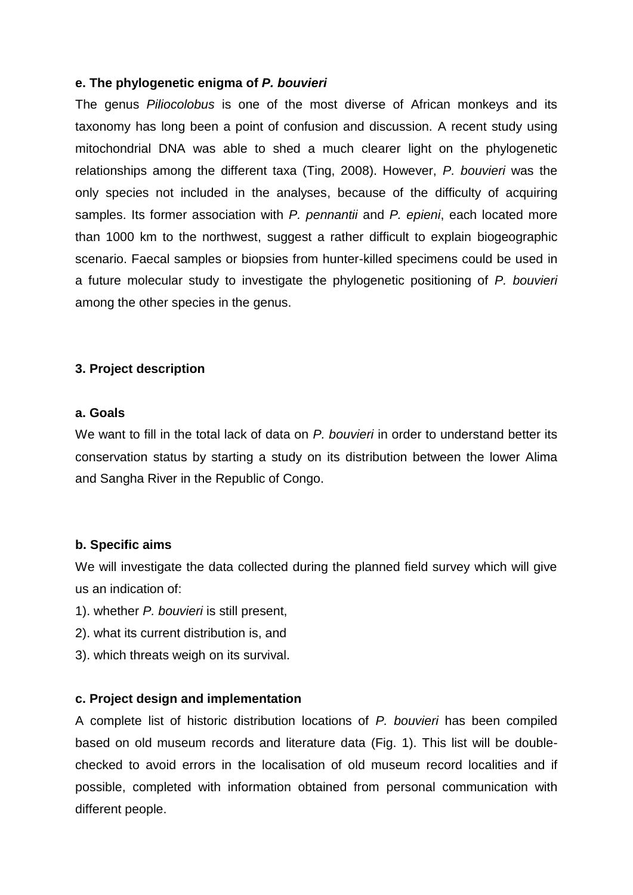**e. The phylogenetic enigma of *P. bouvieri***

The genus *Piliocolobus* is one of the most diverse of African monkeys and its taxonomy has long been a point of confusion and discussion. A recent study using mitochondrial DNA was able to shed a much clearer light on the phylogenetic relationships among the different taxa (Ting, 2008). However, *P. bouvieri* was the only species not included in the analyses, because of the difficulty of acquiring samples. Its former association with *P. pennantii* and *P. epieni*, each located more than 1000 km to the northwest, suggest a rather difficult to explain biogeographic scenario. Faecal samples or biopsies from hunter-killed specimens could be used in a future molecular study to investigate the phylogenetic positioning of *P. bouvieri* among the other species in the genus.

**3. Project description**

**a. Goals**

We want to fill in the total lack of data on *P. bouvieri* in order to understand better its conservation status by starting a study on its distribution between the lower Alima and Sangha River in the Republic of Congo.

**b. Specific aims**

We will investigate the data collected during the planned field survey which will give us an indication of:

1). whether *P. bouvieri* is still present,

2). what its current distribution is, and

3). which threats weigh on its survival.

**c. Project design and implementation**

A complete list of historic distribution locations of *P. bouvieri* has been compiled based on old museum records and literature data (Fig. 1). This list will be double-checked to avoid errors in the localisation of old museum record localities and if possible, completed with information obtained from personal communication with different people.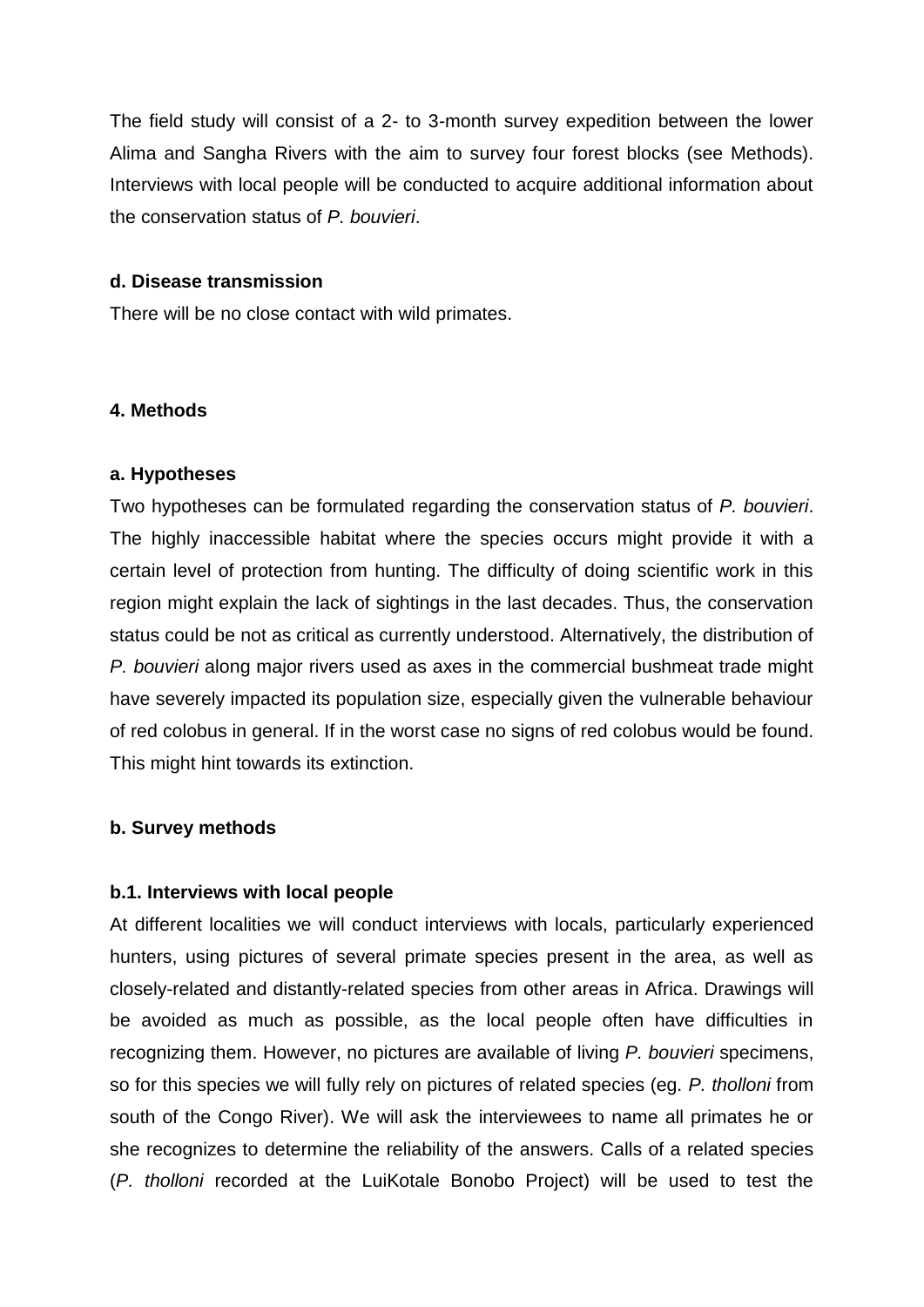The field study will consist of a 2- to 3-month survey expedition between the lower Alima and Sangha Rivers with the aim to survey four forest blocks (see Methods). Interviews with local people will be conducted to acquire additional information about the conservation status of *P. bouvieri*.

### d. Disease transmission

There will be no close contact with wild primates.

## 4. Methods

### a. Hypotheses

Two hypotheses can be formulated regarding the conservation status of *P. bouvieri*. The highly inaccessible habitat where the species occurs might provide it with a certain level of protection from hunting. The difficulty of doing scientific work in this region might explain the lack of sightings in the last decades. Thus, the conservation status could be not as critical as currently understood. Alternatively, the distribution of *P. bouvieri* along major rivers used as axes in the commercial bushmeat trade might have severely impacted its population size, especially given the vulnerable behaviour of red colobus in general. If in the worst case no signs of red colobus would be found. This might hint towards its extinction.

### b. Survey methods

#### b.1. Interviews with local people

At different localities we will conduct interviews with locals, particularly experienced hunters, using pictures of several primate species present in the area, as well as closely-related and distantly-related species from other areas in Africa. Drawings will be avoided as much as possible, as the local people often have difficulties in recognizing them. However, no pictures are available of living *P. bouvieri* specimens, so for this species we will fully rely on pictures of related species (eg. *P. tholloni* from south of the Congo River). We will ask the interviewees to name all primates he or she recognizes to determine the reliability of the answers. Calls of a related species (*P. tholloni* recorded at the LuiKotale Bonobo Project) will be used to test the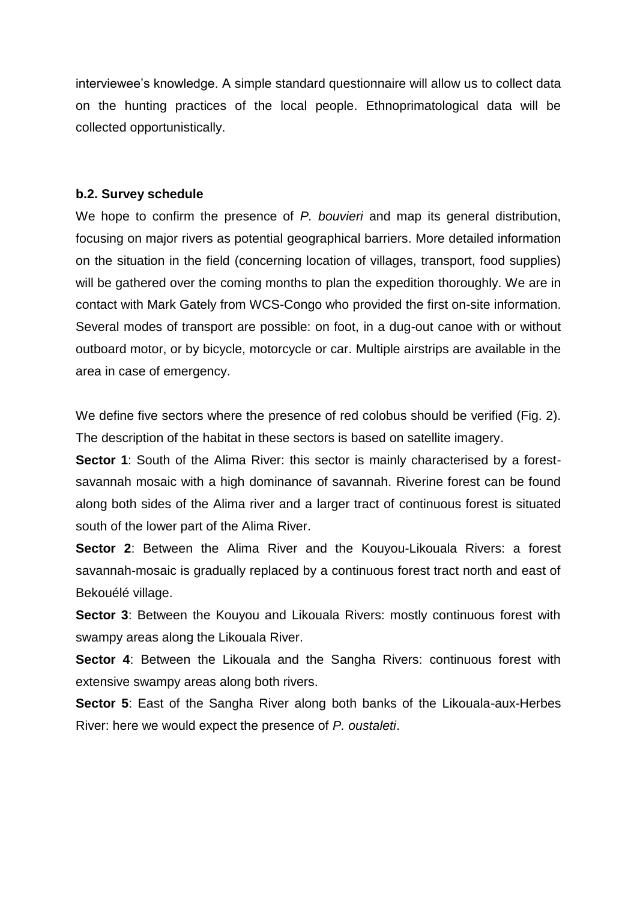interviewee's knowledge. A simple standard questionnaire will allow us to collect data on the hunting practices of the local people. Ethnoprimatological data will be collected opportunistically.

### b.2. Survey schedule

We hope to confirm the presence of *P. bouvieri* and map its general distribution, focusing on major rivers as potential geographical barriers. More detailed information on the situation in the field (concerning location of villages, transport, food supplies) will be gathered over the coming months to plan the expedition thoroughly. We are in contact with Mark Gately from WCS-Congo who provided the first on-site information. Several modes of transport are possible: on foot, in a dug-out canoe with or without outboard motor, or by bicycle, motorcycle or car. Multiple airstrips are available in the area in case of emergency.

We define five sectors where the presence of red colobus should be verified (Fig. 2). The description of the habitat in these sectors is based on satellite imagery.

**Sector 1**: South of the Alima River: this sector is mainly characterised by a forest-savannah mosaic with a high dominance of savannah. Riverine forest can be found along both sides of the Alima river and a larger tract of continuous forest is situated south of the lower part of the Alima River.

**Sector 2**: Between the Alima River and the Kouyou-Likouala Rivers: a forest savannah-mosaic is gradually replaced by a continuous forest tract north and east of Bekouélé village.

**Sector 3**: Between the Kouyou and Likouala Rivers: mostly continuous forest with swampy areas along the Likouala River.

**Sector 4**: Between the Likouala and the Sangha Rivers: continuous forest with extensive swampy areas along both rivers.

**Sector 5**: East of the Sangha River along both banks of the Likouala-aux-Herbes River: here we would expect the presence of *P. oustaleti*.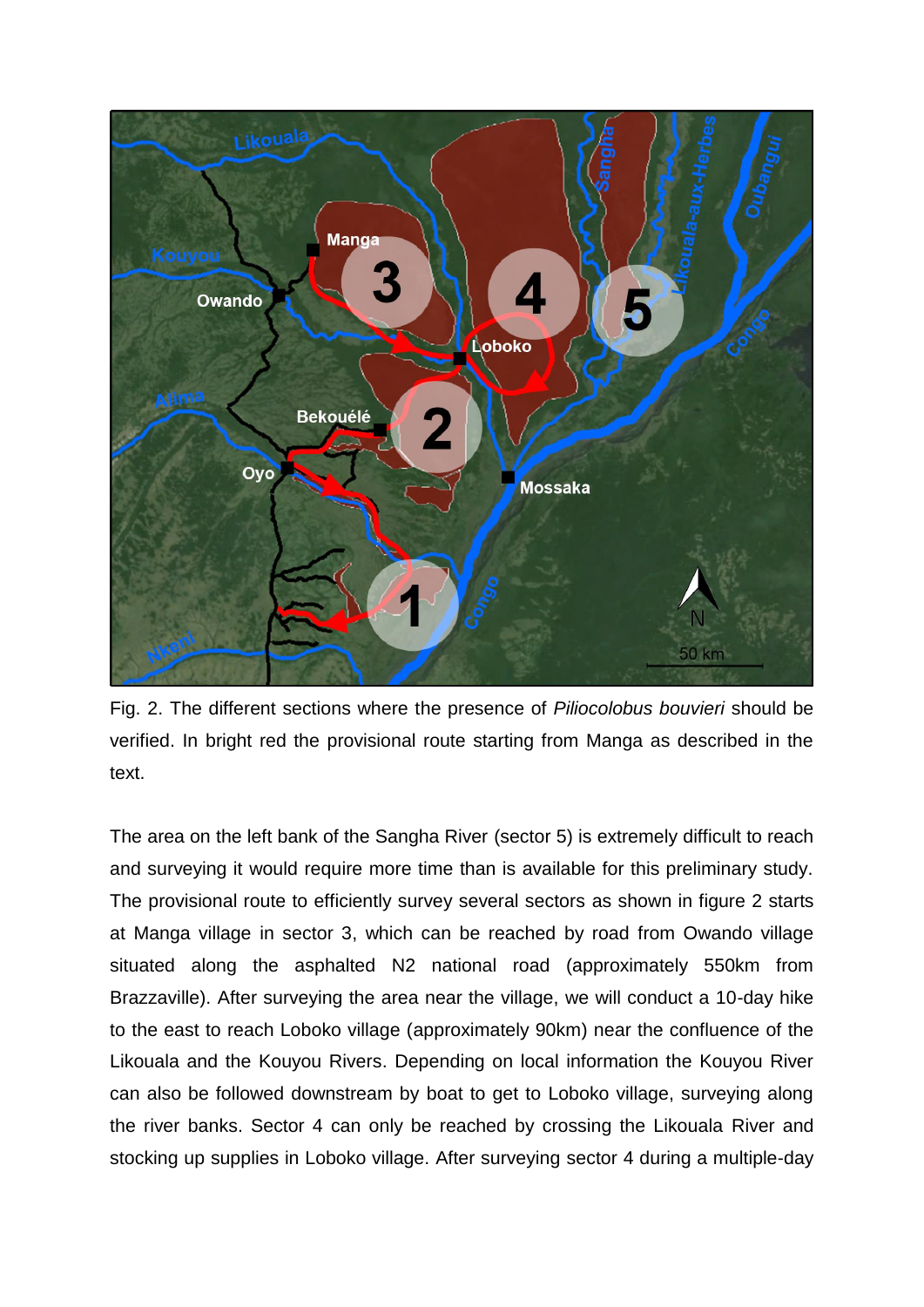Likouala
Kouyou
Manga
Owando
Sangha
Likouala-aux-Herbes
Oubangui
Congo
Loboko
Alima
Bekouélé
Oyo
Mossaka
Nkeni
3
4
5
2
1
N
50 km

Fig. 2. The different sections where the presence of *Piliocolobus bouvieri* should be verified. In bright red the provisional route starting from Manga as described in the text.

The area on the left bank of the Sangha River (sector 5) is extremely difficult to reach and surveying it would require more time than is available for this preliminary study. The provisional route to efficiently survey several sectors as shown in figure 2 starts at Manga village in sector 3, which can be reached by road from Owando village situated along the asphalted N2 national road (approximately 550km from Brazzaville). After surveying the area near the village, we will conduct a 10-day hike to the east to reach Loboko village (approximately 90km) near the confluence of the Likouala and the Kouyou Rivers. Depending on local information the Kouyou River can also be followed downstream by boat to get to Loboko village, surveying along the river banks. Sector 4 can only be reached by crossing the Likouala River and stocking up supplies in Loboko village. After surveying sector 4 during a multiple-day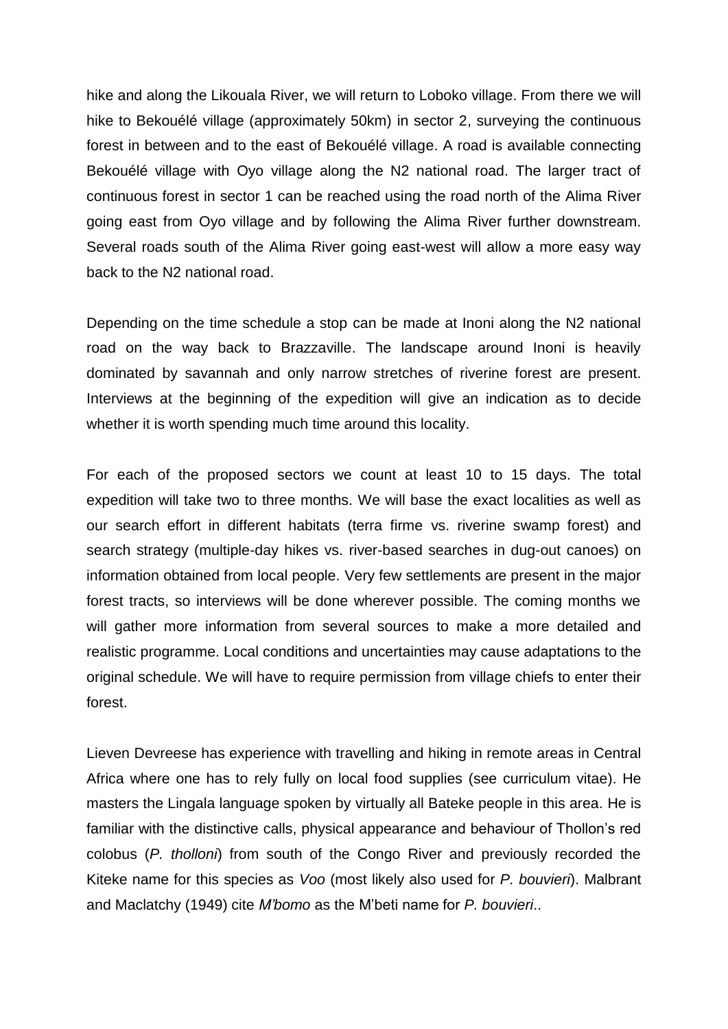hike and along the Likouala River, we will return to Loboko village. From there we will hike to Bekouélé village (approximately 50km) in sector 2, surveying the continuous forest in between and to the east of Bekouélé village. A road is available connecting Bekouélé village with Oyo village along the N2 national road. The larger tract of continuous forest in sector 1 can be reached using the road north of the Alima River going east from Oyo village and by following the Alima River further downstream. Several roads south of the Alima River going east-west will allow a more easy way back to the N2 national road.

Depending on the time schedule a stop can be made at Inoni along the N2 national road on the way back to Brazzaville. The landscape around Inoni is heavily dominated by savannah and only narrow stretches of riverine forest are present. Interviews at the beginning of the expedition will give an indication as to decide whether it is worth spending much time around this locality.

For each of the proposed sectors we count at least 10 to 15 days. The total expedition will take two to three months. We will base the exact localities as well as our search effort in different habitats (terra firme vs. riverine swamp forest) and search strategy (multiple-day hikes vs. river-based searches in dug-out canoes) on information obtained from local people. Very few settlements are present in the major forest tracts, so interviews will be done wherever possible. The coming months we will gather more information from several sources to make a more detailed and realistic programme. Local conditions and uncertainties may cause adaptations to the original schedule. We will have to require permission from village chiefs to enter their forest.

Lieven Devreese has experience with travelling and hiking in remote areas in Central Africa where one has to rely fully on local food supplies (see curriculum vitae). He masters the Lingala language spoken by virtually all Bateke people in this area. He is familiar with the distinctive calls, physical appearance and behaviour of Thollon's red colobus (*P. tholloni*) from south of the Congo River and previously recorded the Kiteke name for this species as *Voo* (most likely also used for *P. bouvieri*). Malbrant and Maclatchy (1949) cite *M'bomo* as the M'beti name for *P. bouvieri*..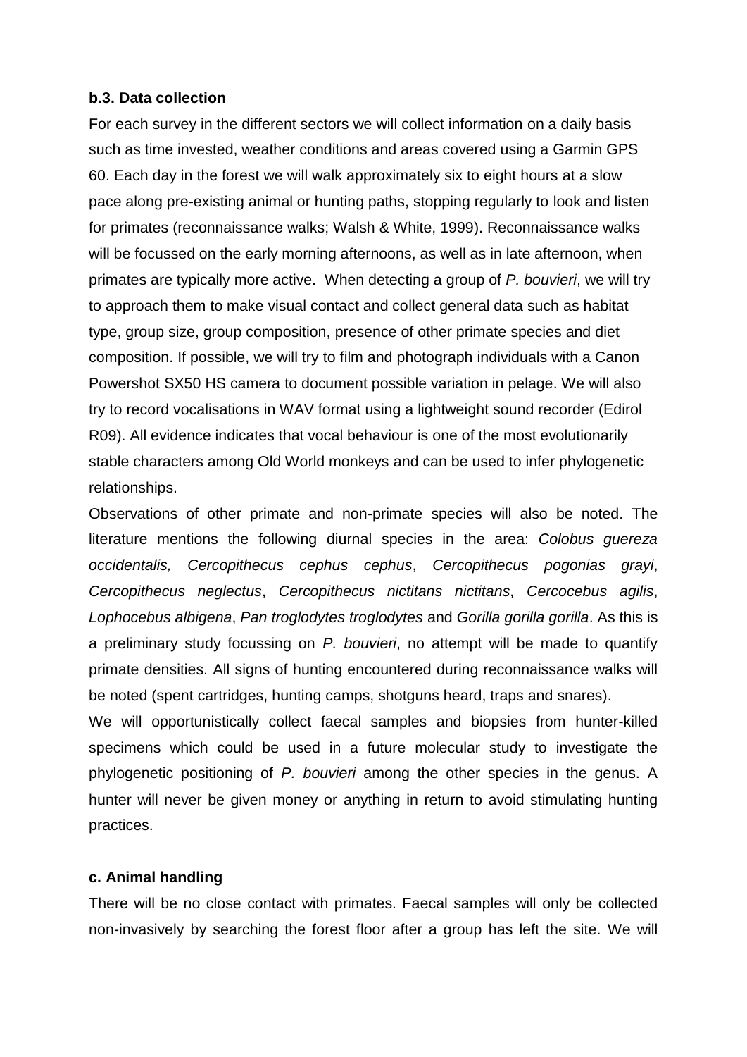**b.3. Data collection**

For each survey in the different sectors we will collect information on a daily basis such as time invested, weather conditions and areas covered using a Garmin GPS 60. Each day in the forest we will walk approximately six to eight hours at a slow pace along pre-existing animal or hunting paths, stopping regularly to look and listen for primates (reconnaissance walks; Walsh & White, 1999). Reconnaissance walks will be focussed on the early morning afternoons, as well as in late afternoon, when primates are typically more active. When detecting a group of *P. bouvieri*, we will try to approach them to make visual contact and collect general data such as habitat type, group size, group composition, presence of other primate species and diet composition. If possible, we will try to film and photograph individuals with a Canon Powershot SX50 HS camera to document possible variation in pelage. We will also try to record vocalisations in WAV format using a lightweight sound recorder (Edirol R09). All evidence indicates that vocal behaviour is one of the most evolutionarily stable characters among Old World monkeys and can be used to infer phylogenetic relationships.

Observations of other primate and non-primate species will also be noted. The literature mentions the following diurnal species in the area: *Colobus guereza occidentalis, Cercopithecus cephus cephus*, *Cercopithecus pogonias grayi*, *Cercopithecus neglectus*, *Cercopithecus nictitans nictitans*, *Cercocebus agilis*, *Lophocebus albigena*, *Pan troglodytes troglodytes* and *Gorilla gorilla gorilla*. As this is a preliminary study focussing on *P. bouvieri*, no attempt will be made to quantify primate densities. All signs of hunting encountered during reconnaissance walks will be noted (spent cartridges, hunting camps, shotguns heard, traps and snares).

We will opportunistically collect faecal samples and biopsies from hunter-killed specimens which could be used in a future molecular study to investigate the phylogenetic positioning of *P. bouvieri* among the other species in the genus. A hunter will never be given money or anything in return to avoid stimulating hunting practices.

**c. Animal handling**

There will be no close contact with primates. Faecal samples will only be collected non-invasively by searching the forest floor after a group has left the site. We will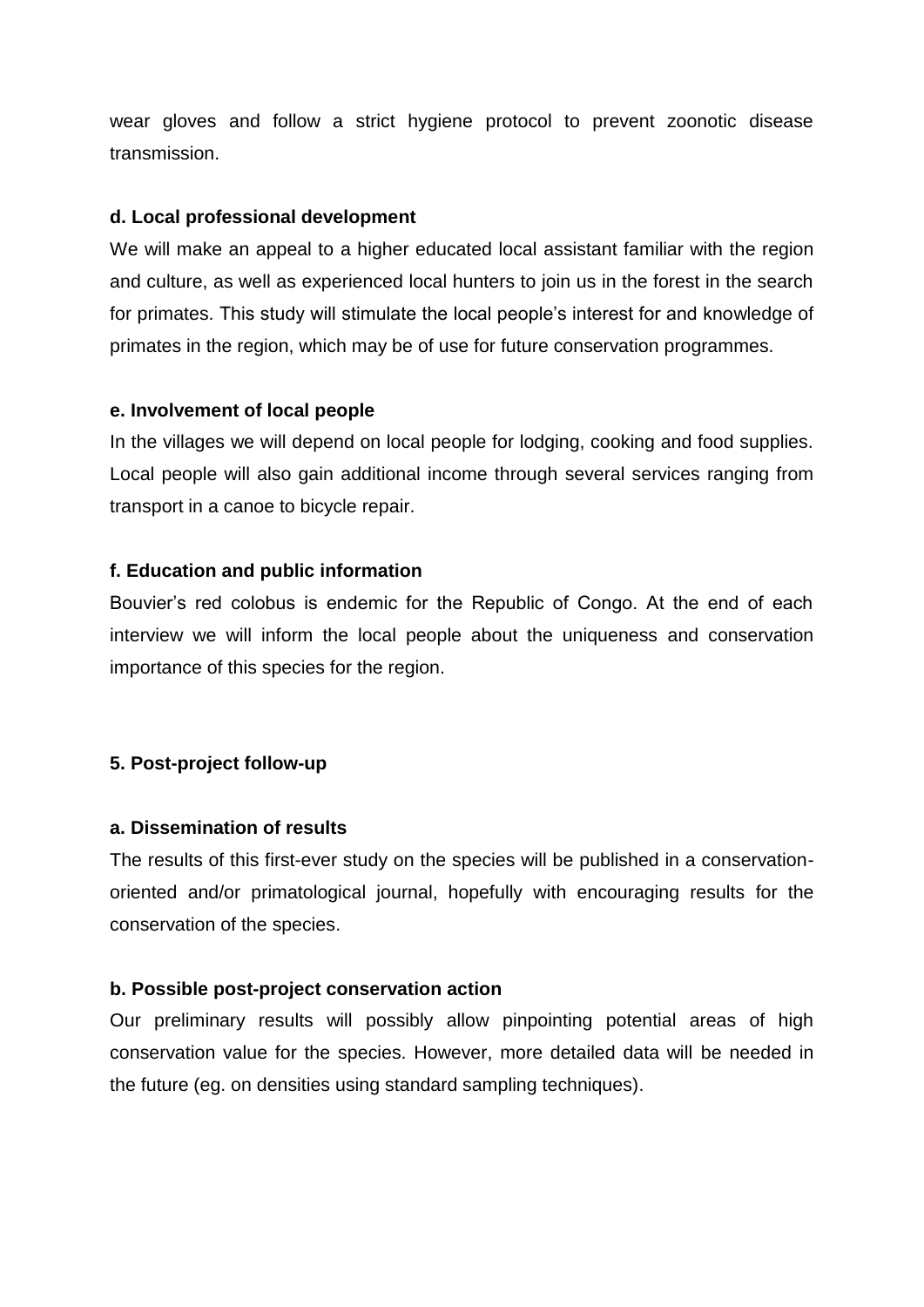wear gloves and follow a strict hygiene protocol to prevent zoonotic disease transmission.

**d. Local professional development**

We will make an appeal to a higher educated local assistant familiar with the region and culture, as well as experienced local hunters to join us in the forest in the search for primates. This study will stimulate the local people's interest for and knowledge of primates in the region, which may be of use for future conservation programmes.

**e. Involvement of local people**

In the villages we will depend on local people for lodging, cooking and food supplies. Local people will also gain additional income through several services ranging from transport in a canoe to bicycle repair.

**f. Education and public information**

Bouvier's red colobus is endemic for the Republic of Congo. At the end of each interview we will inform the local people about the uniqueness and conservation importance of this species for the region.

**5. Post-project follow-up**

**a. Dissemination of results**

The results of this first-ever study on the species will be published in a conservation-oriented and/or primatological journal, hopefully with encouraging results for the conservation of the species.

**b. Possible post-project conservation action**

Our preliminary results will possibly allow pinpointing potential areas of high conservation value for the species. However, more detailed data will be needed in the future (eg. on densities using standard sampling techniques).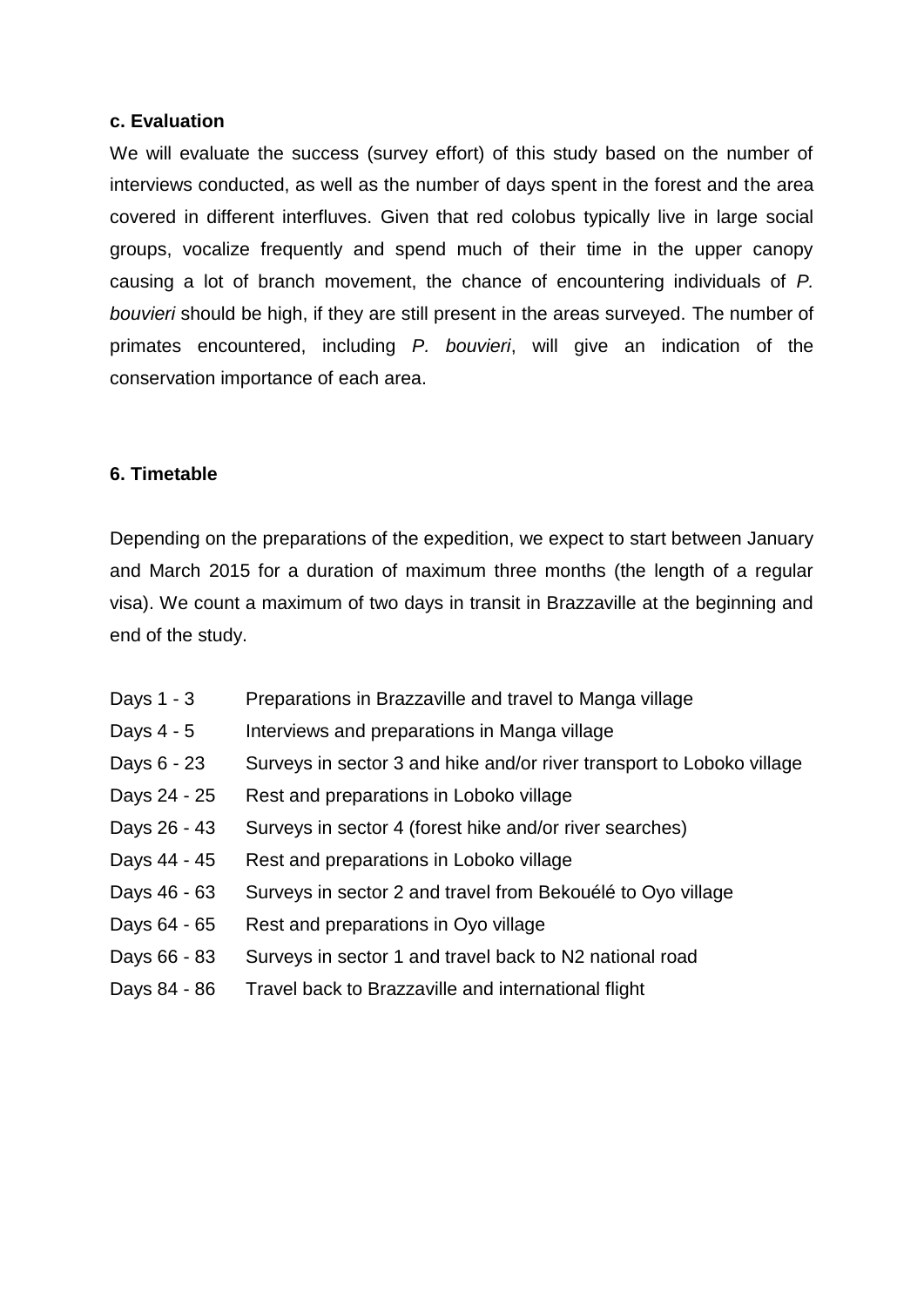**c. Evaluation**

We will evaluate the success (survey effort) of this study based on the number of interviews conducted, as well as the number of days spent in the forest and the area covered in different interfluves. Given that red colobus typically live in large social groups, vocalize frequently and spend much of their time in the upper canopy causing a lot of branch movement, the chance of encountering individuals of *P. bouvieri* should be high, if they are still present in the areas surveyed. The number of primates encountered, including *P. bouvieri*, will give an indication of the conservation importance of each area.

**6. Timetable**

Depending on the preparations of the expedition, we expect to start between January and March 2015 for a duration of maximum three months (the length of a regular visa). We count a maximum of two days in transit in Brazzaville at the beginning and end of the study.

| | |
|---|---|
| Days 1 - 3 | Preparations in Brazzaville and travel to Manga village |
| Days 4 - 5 | Interviews and preparations in Manga village |
| Days 6 - 23 | Surveys in sector 3 and hike and/or river transport to Loboko village |
| Days 24 - 25 | Rest and preparations in Loboko village |
| Days 26 - 43 | Surveys in sector 4 (forest hike and/or river searches) |
| Days 44 - 45 | Rest and preparations in Loboko village |
| Days 46 - 63 | Surveys in sector 2 and travel from Bekouélé to Oyo village |
| Days 64 - 65 | Rest and preparations in Oyo village |
| Days 66 - 83 | Surveys in sector 1 and travel back to N2 national road |
| Days 84 - 86 | Travel back to Brazzaville and international flight |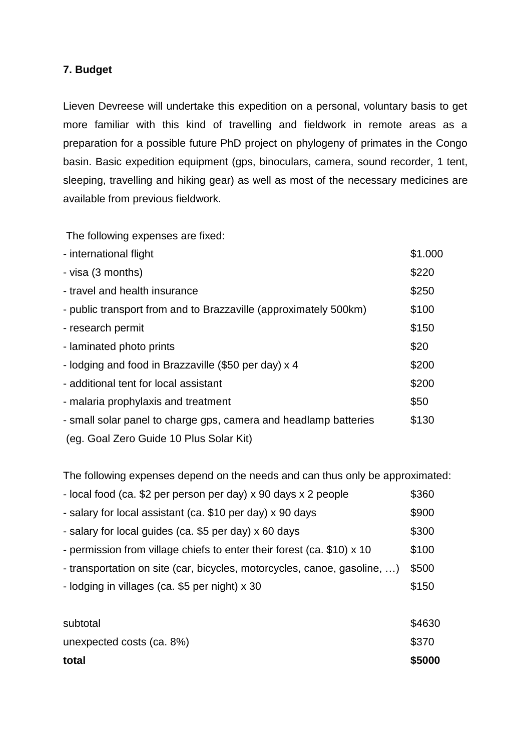**7. Budget**

Lieven Devreese will undertake this expedition on a personal, voluntary basis to get more familiar with this kind of travelling and fieldwork in remote areas as a preparation for a possible future PhD project on phylogeny of primates in the Congo basin. Basic expedition equipment (gps, binoculars, camera, sound recorder, 1 tent, sleeping, travelling and hiking gear) as well as most of the necessary medicines are available from previous fieldwork.

The following expenses are fixed:

| | |
|---|---|
| - international flight | $1.000 |
| - visa (3 months) | $220 |
| - travel and health insurance | $250 |
| - public transport from and to Brazzaville (approximately 500km) | $100 |
| - research permit | $150 |
| - laminated photo prints | $20 |
| - lodging and food in Brazzaville ($50 per day) x 4 | $200 |
| - additional tent for local assistant | $200 |
| - malaria prophylaxis and treatment | $50 |
| - small solar panel to charge gps, camera and headlamp batteries (eg. Goal Zero Guide 10 Plus Solar Kit) | $130 |

The following expenses depend on the needs and can thus only be approximated:

| | |
|---|---|
| - local food (ca. $2 per person per day) x 90 days x 2 people | $360 |
| - salary for local assistant (ca. $10 per day) x 90 days | $900 |
| - salary for local guides (ca. $5 per day) x 60 days | $300 |
| - permission from village chiefs to enter their forest (ca. $10) x 10 | $100 |
| - transportation on site (car, bicycles, motorcycles, canoe, gasoline, …) | $500 |
| - lodging in villages (ca. $5 per night) x 30 | $150 |

| | |
|---|---|
| subtotal | $4630 |
| unexpected costs (ca. 8%) | $370 |
| **total** | **$5000** |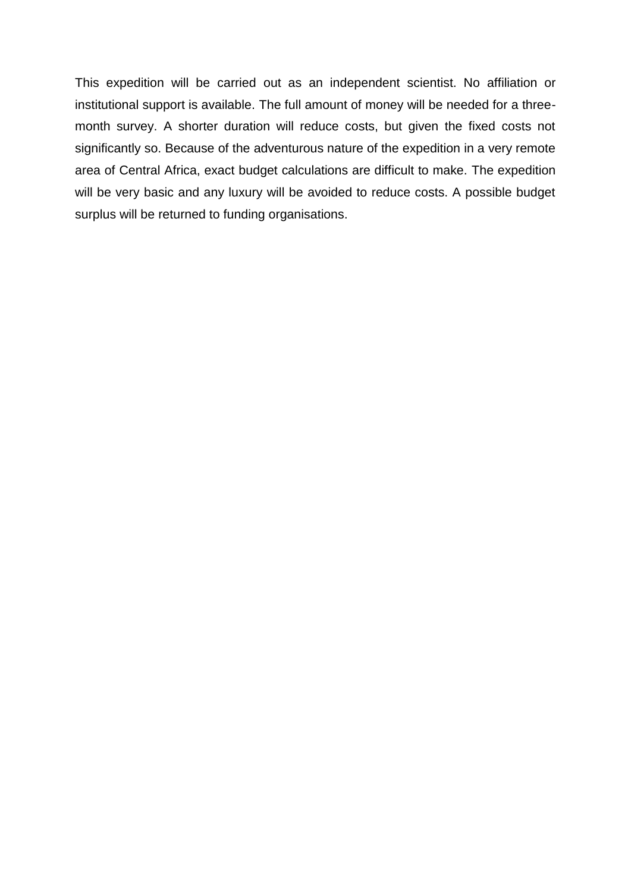This expedition will be carried out as an independent scientist. No affiliation or institutional support is available. The full amount of money will be needed for a three-month survey. A shorter duration will reduce costs, but given the fixed costs not significantly so. Because of the adventurous nature of the expedition in a very remote area of Central Africa, exact budget calculations are difficult to make. The expedition will be very basic and any luxury will be avoided to reduce costs. A possible budget surplus will be returned to funding organisations.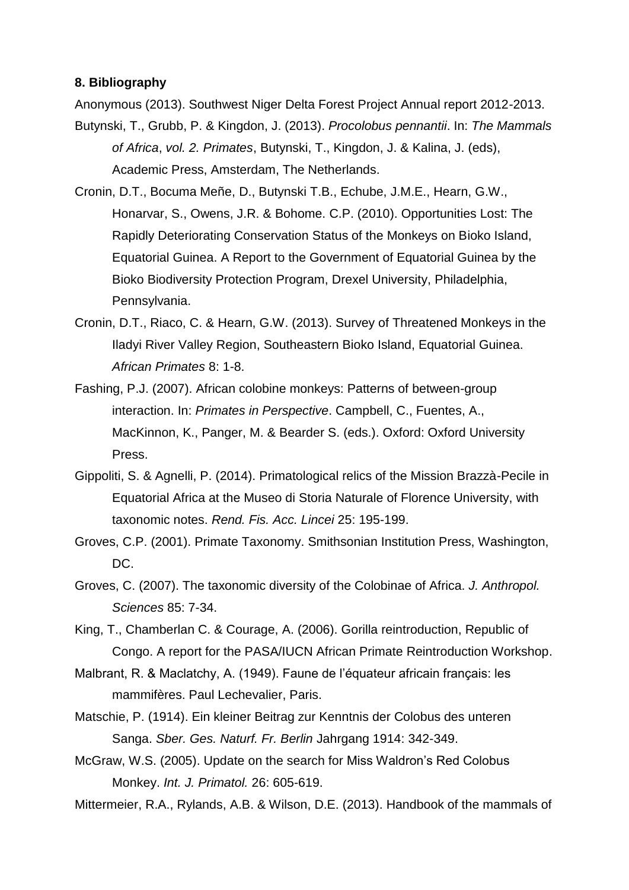**8. Bibliography**

Anonymous (2013). Southwest Niger Delta Forest Project Annual report 2012-2013.

Butynski, T., Grubb, P. & Kingdon, J. (2013). *Procolobus pennantii*. In: *The Mammals of Africa*, *vol. 2. Primates*, Butynski, T., Kingdon, J. & Kalina, J. (eds), Academic Press, Amsterdam, The Netherlands.

Cronin, D.T., Bocuma Meñe, D., Butynski T.B., Echube, J.M.E., Hearn, G.W., Honarvar, S., Owens, J.R. & Bohome. C.P. (2010). Opportunities Lost: The Rapidly Deteriorating Conservation Status of the Monkeys on Bioko Island, Equatorial Guinea. A Report to the Government of Equatorial Guinea by the Bioko Biodiversity Protection Program, Drexel University, Philadelphia, Pennsylvania.

Cronin, D.T., Riaco, C. & Hearn, G.W. (2013). Survey of Threatened Monkeys in the Iladyi River Valley Region, Southeastern Bioko Island, Equatorial Guinea. *African Primates* 8: 1-8.

Fashing, P.J. (2007). African colobine monkeys: Patterns of between-group interaction. In: *Primates in Perspective*. Campbell, C., Fuentes, A., MacKinnon, K., Panger, M. & Bearder S. (eds.). Oxford: Oxford University Press.

Gippoliti, S. & Agnelli, P. (2014). Primatological relics of the Mission Brazzà-Pecile in Equatorial Africa at the Museo di Storia Naturale of Florence University, with taxonomic notes. *Rend. Fis. Acc. Lincei* 25: 195-199.

Groves, C.P. (2001). Primate Taxonomy. Smithsonian Institution Press, Washington, DC.

Groves, C. (2007). The taxonomic diversity of the Colobinae of Africa. *J. Anthropol. Sciences* 85: 7-34.

King, T., Chamberlan C. & Courage, A. (2006). Gorilla reintroduction, Republic of Congo. A report for the PASA/IUCN African Primate Reintroduction Workshop.

Malbrant, R. & Maclatchy, A. (1949). Faune de l'équateur africain français: les mammifères. Paul Lechevalier, Paris.

Matschie, P. (1914). Ein kleiner Beitrag zur Kenntnis der Colobus des unteren Sanga. *Sber. Ges. Naturf. Fr. Berlin* Jahrgang 1914: 342-349.

McGraw, W.S. (2005). Update on the search for Miss Waldron's Red Colobus Monkey. *Int. J. Primatol.* 26: 605-619.

Mittermeier, R.A., Rylands, A.B. & Wilson, D.E. (2013). Handbook of the mammals of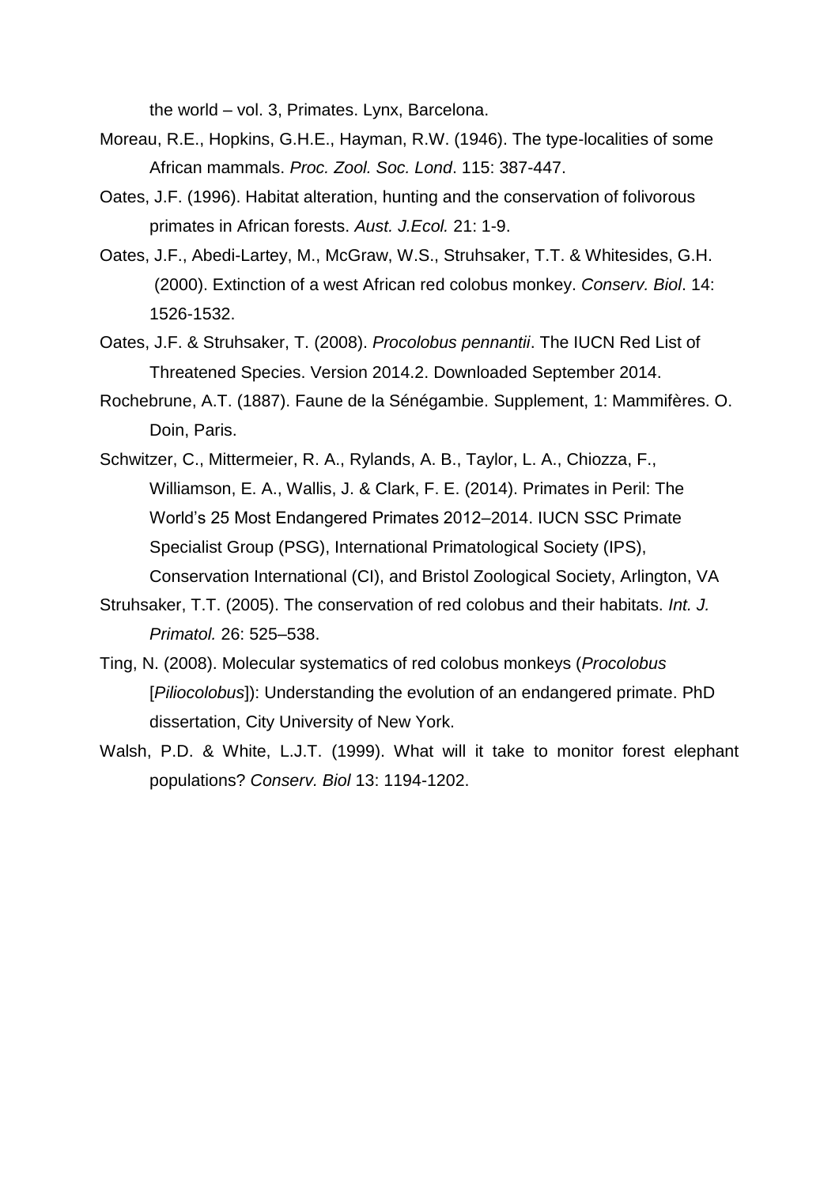the world – vol. 3, Primates. Lynx, Barcelona.

Moreau, R.E., Hopkins, G.H.E., Hayman, R.W. (1946). The type-localities of some African mammals. *Proc. Zool. Soc. Lond*. 115: 387-447.

Oates, J.F. (1996). Habitat alteration, hunting and the conservation of folivorous primates in African forests. *Aust. J.Ecol.* 21: 1-9.

Oates, J.F., Abedi-Lartey, M., McGraw, W.S., Struhsaker, T.T. & Whitesides, G.H. (2000). Extinction of a west African red colobus monkey. *Conserv. Biol*. 14: 1526-1532.

Oates, J.F. & Struhsaker, T. (2008). *Procolobus pennantii*. The IUCN Red List of Threatened Species. Version 2014.2. Downloaded September 2014.

Rochebrune, A.T. (1887). Faune de la Sénégambie. Supplement, 1: Mammifères. O. Doin, Paris.

Schwitzer, C., Mittermeier, R. A., Rylands, A. B., Taylor, L. A., Chiozza, F., Williamson, E. A., Wallis, J. & Clark, F. E. (2014). Primates in Peril: The World's 25 Most Endangered Primates 2012–2014. IUCN SSC Primate Specialist Group (PSG), International Primatological Society (IPS), Conservation International (CI), and Bristol Zoological Society, Arlington, VA

Struhsaker, T.T. (2005). The conservation of red colobus and their habitats. *Int. J. Primatol.* 26: 525–538.

Ting, N. (2008). Molecular systematics of red colobus monkeys (*Procolobus* [*Piliocolobus*]): Understanding the evolution of an endangered primate. PhD dissertation, City University of New York.

Walsh, P.D. & White, L.J.T. (1999). What will it take to monitor forest elephant populations? *Conserv. Biol* 13: 1194-1202.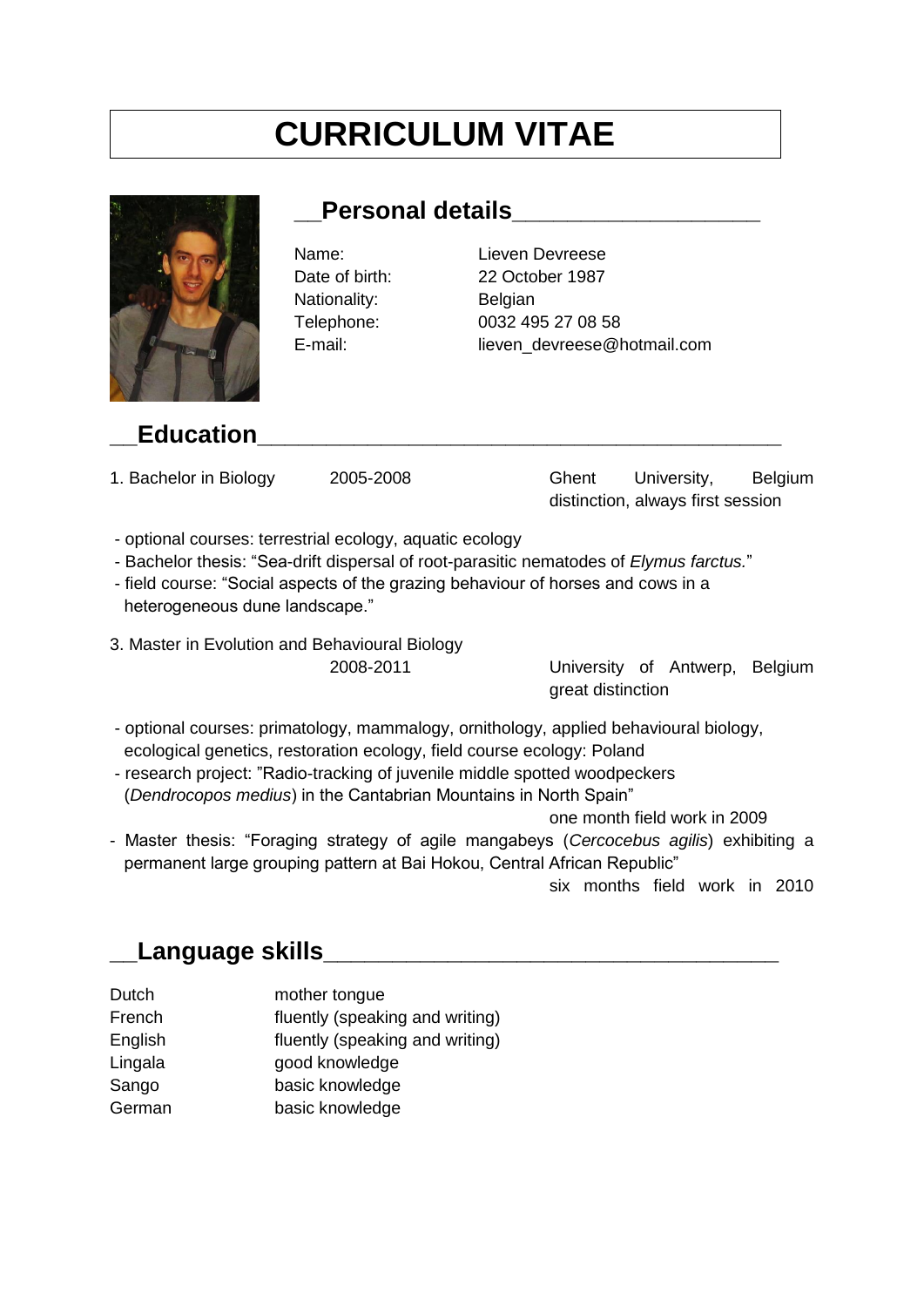# CURRICULUM VITAE

## Personal details

| | |
|---|---|
| Name: | Lieven Devreese |
| Date of birth: | 22 October 1987 |
| Nationality: | Belgian |
| Telephone: | 0032 495 27 08 58 |
| E-mail: | lieven_devreese@hotmail.com |

## Education

1. Bachelor in Biology 2005-2008 Ghent University, Belgium distinction, always first session

- optional courses: terrestrial ecology, aquatic ecology
- Bachelor thesis: "Sea-drift dispersal of root-parasitic nematodes of *Elymus farctus.*"
- field course: "Social aspects of the grazing behaviour of horses and cows in a heterogeneous dune landscape."

3. Master in Evolution and Behavioural Biology 2008-2011 University of Antwerp, Belgium great distinction

- optional courses: primatology, mammalogy, ornithology, applied behavioural biology, ecological genetics, restoration ecology, field course ecology: Poland
- research project: "Radio-tracking of juvenile middle spotted woodpeckers (*Dendrocopos medius*) in the Cantabrian Mountains in North Spain" one month field work in 2009
- Master thesis: "Foraging strategy of agile mangabeys (*Cercocebus agilis*) exhibiting a permanent large grouping pattern at Bai Hokou, Central African Republic" six months field work in 2010

## Language skills

| | |
|---|---|
| Dutch | mother tongue |
| French | fluently (speaking and writing) |
| English | fluently (speaking and writing) |
| Lingala | good knowledge |
| Sango | basic knowledge |
| German | basic knowledge |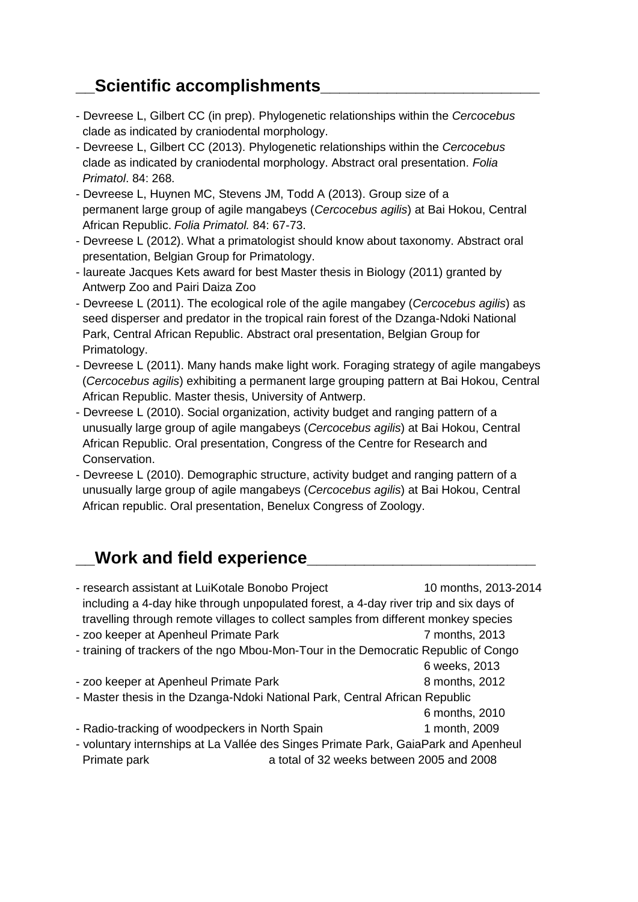## __Scientific accomplishments__________________________

- Devreese L, Gilbert CC (in prep). Phylogenetic relationships within the *Cercocebus* clade as indicated by craniodental morphology.
- Devreese L, Gilbert CC (2013). Phylogenetic relationships within the *Cercocebus* clade as indicated by craniodental morphology. Abstract oral presentation. *Folia Primatol*. 84: 268.
- Devreese L, Huynen MC, Stevens JM, Todd A (2013). Group size of a permanent large group of agile mangabeys (*Cercocebus agilis*) at Bai Hokou, Central African Republic. *Folia Primatol.* 84: 67-73.
- Devreese L (2012). What a primatologist should know about taxonomy. Abstract oral presentation, Belgian Group for Primatology.
- laureate Jacques Kets award for best Master thesis in Biology (2011) granted by Antwerp Zoo and Pairi Daiza Zoo
- Devreese L (2011). The ecological role of the agile mangabey (*Cercocebus agilis*) as seed disperser and predator in the tropical rain forest of the Dzanga-Ndoki National Park, Central African Republic. Abstract oral presentation, Belgian Group for Primatology.
- Devreese L (2011). Many hands make light work. Foraging strategy of agile mangabeys (*Cercocebus agilis*) exhibiting a permanent large grouping pattern at Bai Hokou, Central African Republic. Master thesis, University of Antwerp.
- Devreese L (2010). Social organization, activity budget and ranging pattern of a unusually large group of agile mangabeys (*Cercocebus agilis*) at Bai Hokou, Central African Republic. Oral presentation, Congress of the Centre for Research and Conservation.
- Devreese L (2010). Demographic structure, activity budget and ranging pattern of a unusually large group of agile mangabeys (*Cercocebus agilis*) at Bai Hokou, Central African republic. Oral presentation, Benelux Congress of Zoology.

## __Work and field experience____________________________

- research assistant at LuiKotale Bonobo Project — 10 months, 2013-2014
  including a 4-day hike through unpopulated forest, a 4-day river trip and six days of travelling through remote villages to collect samples from different monkey species
- zoo keeper at Apenheul Primate Park — 7 months, 2013
- training of trackers of the ngo Mbou-Mon-Tour in the Democratic Republic of Congo — 6 weeks, 2013
- zoo keeper at Apenheul Primate Park — 8 months, 2012
- Master thesis in the Dzanga-Ndoki National Park, Central African Republic — 6 months, 2010
- Radio-tracking of woodpeckers in North Spain — 1 month, 2009
- voluntary internships at La Vallée des Singes Primate Park, GaiaPark and Apenheul Primate park — a total of 32 weeks between 2005 and 2008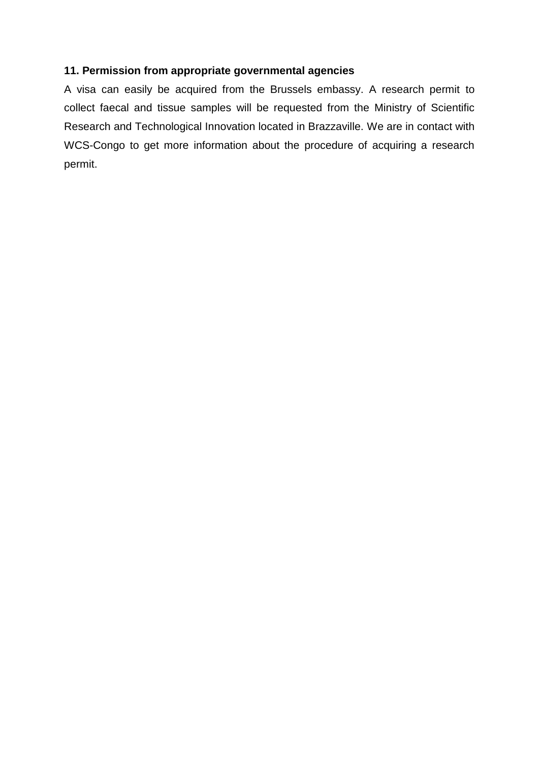**11. Permission from appropriate governmental agencies**

A visa can easily be acquired from the Brussels embassy. A research permit to collect faecal and tissue samples will be requested from the Ministry of Scientific Research and Technological Innovation located in Brazzaville. We are in contact with WCS-Congo to get more information about the procedure of acquiring a research permit.